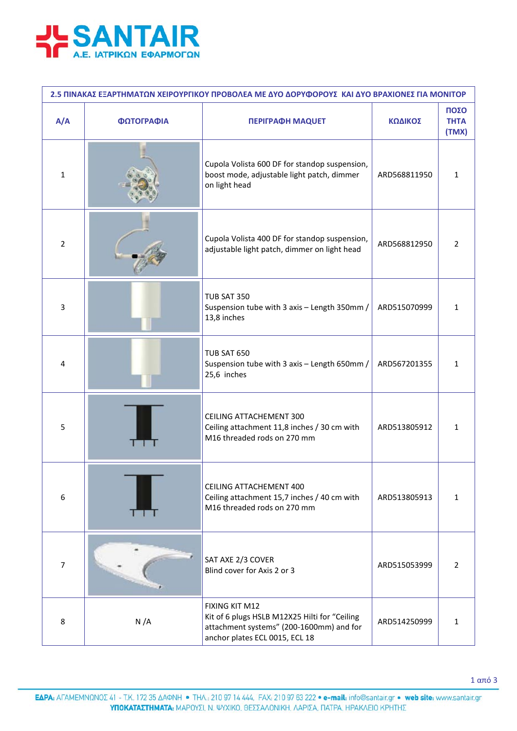# SANTAIR

**Α.Ε. ΙΑΤΡΙΚΩΝ ΕΦΑΡΜΟΓΩΝ**

| 2.5 ΠΙΝΑΚΑΣ ΕΞΑΡΤΗΜΑΤΩΝ ΧΕΙΡΟΥΡΓΙΚΟΥ ΠΡΟΒΟΛΕΑ ΜΕ ΔΥΟ ΔΟΡΥΦΟΡΟΥΣ ΚΑΙ ΔΥΟ ΒΡΑΧΙΟΝΕΣ ΓΙΑ ΜΟΝΙΤΟΡ | | | | |
|---|---|---|---|---|
| **Α/Α** | **ΦΩΤΟΓΡΑΦΙΑ** | **ΠΕΡΙΓΡΑΦΗ MAQUET** | **ΚΩΔΙΚΟΣ** | **ΠΟΣΟΤΗΤΑ (ΤΜΧ)** |
| 1 | | Cupola Volista 600 DF for standop suspension, boost mode, adjustable light patch, dimmer on light head | ARD568811950 | 1 |
| 2 | | Cupola Volista 400 DF for standop suspension, adjustable light patch, dimmer on light head | ARD568812950 | 2 |
| 3 | | TUB SAT 350<br>Suspension tube with 3 axis – Length 350mm / 13,8 inches | ARD515070999 | 1 |
| 4 | | TUB SAT 650<br>Suspension tube with 3 axis – Length 650mm / 25,6 inches | ARD567201355 | 1 |
| 5 | | CEILING ATTACHEMENT 300<br>Ceiling attachment 11,8 inches / 30 cm with M16 threaded rods on 270 mm | ARD513805912 | 1 |
| 6 | | CEILING ATTACHEMENT 400<br>Ceiling attachment 15,7 inches / 40 cm with M16 threaded rods on 270 mm | ARD513805913 | 1 |
| 7 | | SAT AXE 2/3 COVER<br>Blind cover for Axis 2 or 3 | ARD515053999 | 2 |
| 8 | N /A | FIXING KIT M12<br>Kit of 6 plugs HSLB M12X25 Hilti for "Ceiling attachment systems" (200-1600mm) and for anchor plates ECL 0015, ECL 18 | ARD514250999 | 1 |

**ΕΔΡΑ:** ΑΓΑΜΕΜΝΟΝΟΣ 41 - Τ.Κ. 172 35 ΔΑΦΝΗ • ΤΗΛ.: 210 97 14 444, FAX: 210 97 63 222 • **e-mail:** info@santair.gr • **web site:** www.santair.gr
**ΥΠΟΚΑΤΑΣΤΗΜΑΤΑ:** ΜΑΡΟΥΣΙ, Ν. ΨΥΧΙΚΟ, ΘΕΣΣΑΛΟΝΙΚΗ, ΛΑΡΙΣΑ, ΠΑΤΡΑ, ΗΡΑΚΛΕΙΟ ΚΡΗΤΗΣ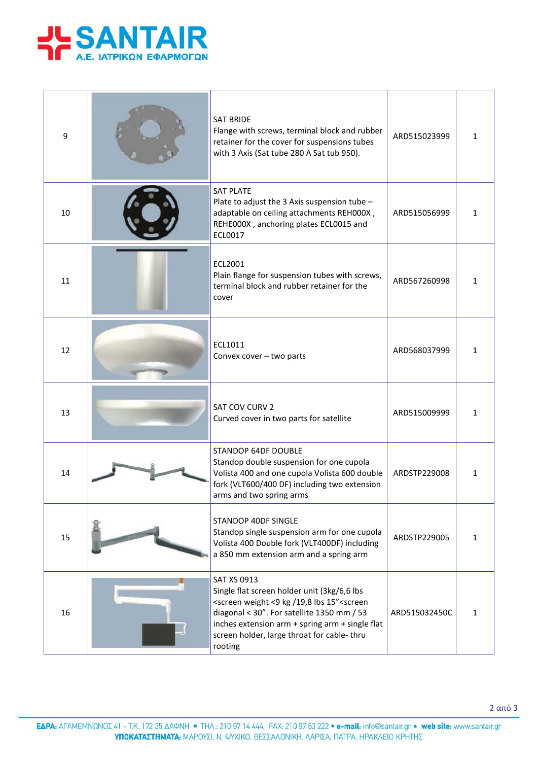| | | | | |
|---|---|---|---|---|
| 9 | | SAT BRIDE<br>Flange with screws, terminal block and rubber retainer for the cover for suspensions tubes with 3 Axis (Sat tube 280 A Sat tub 950). | ARD515023999 | 1 |
| 10 | | SAT PLATE<br>Plate to adjust the 3 Axis suspension tube – adaptable on ceiling attachments REH000X , REHE000X , anchoring plates ECL0015 and ECL0017 | ARD515056999 | 1 |
| 11 | | ECL2001<br>Plain flange for suspension tubes with screws, terminal block and rubber retainer for the cover | ARD567260998 | 1 |
| 12 | | ECL1011<br>Convex cover – two parts | ARD568037999 | 1 |
| 13 | | SAT COV CURV 2<br>Curved cover in two parts for satellite | ARD515009999 | 1 |
| 14 | | STANDOP 64DF DOUBLE<br>Standop double suspension for one cupola Volista 400 and one cupola Volista 600 double fork (VLT600/400 DF) including two extension arms and two spring arms | ARDSTP229008 | 1 |
| 15 | | STANDOP 40DF SINGLE<br>Standop single suspension arm for one cupola Volista 400 Double fork (VLT400DF) including a 850 mm extension arm and a spring arm | ARDSTP229005 | 1 |
| 16 | | SAT XS 0913<br>Single flat screen holder unit (3kg/6,6 lbs <screen weight <9 kg /19,8 lbs 15"<screen diagonal < 30". For satellite 1350 mm / 53 inches extension arm + spring arm + single flat screen holder, large throat for cable- thru rooting | ARD515032450C | 1 |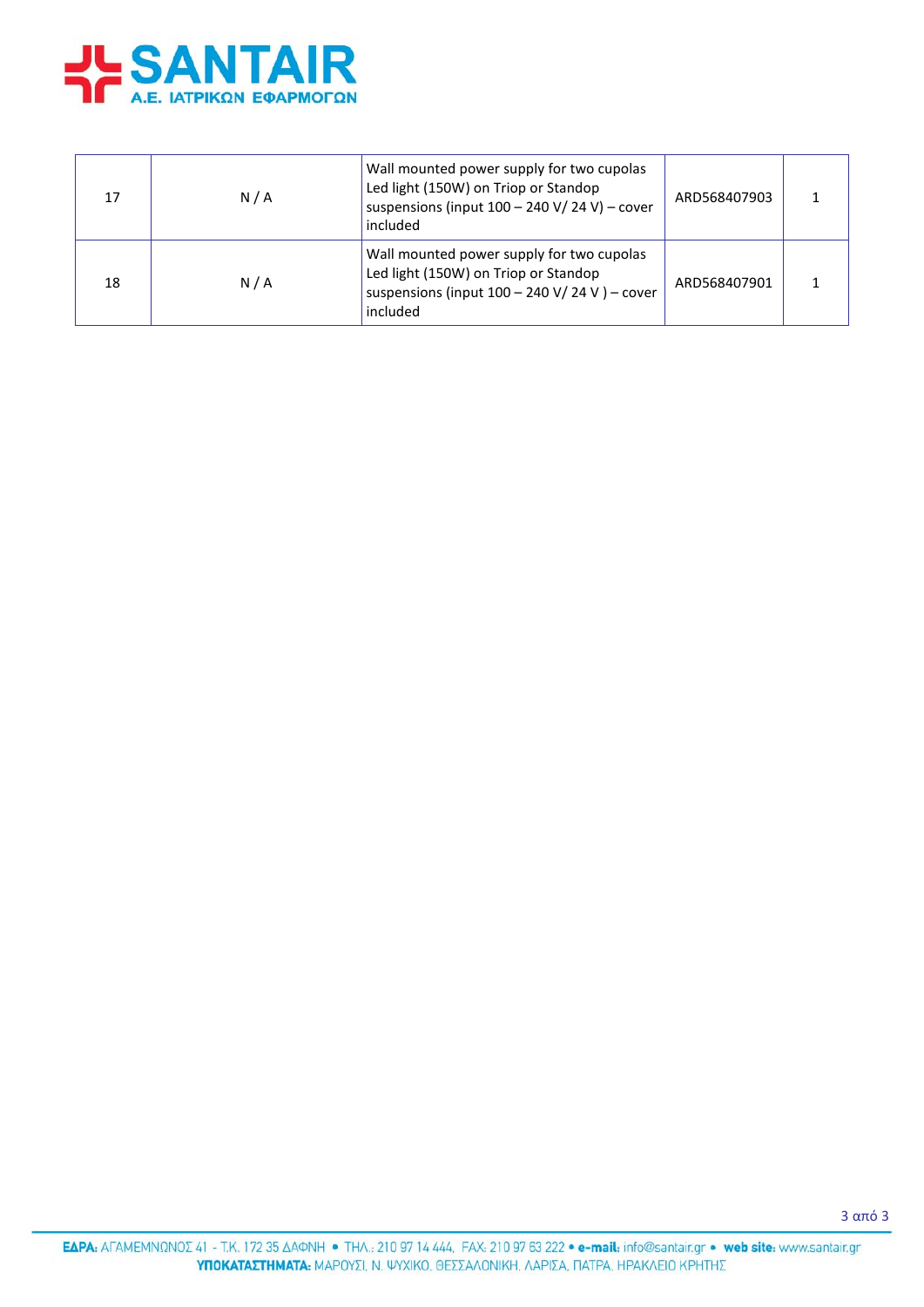| | | | | |
|---|---|---|---|---|
| 17 | N / A | Wall mounted power supply for two cupolas Led light (150W) on Triop or Standop suspensions (input 100 – 240 V/ 24 V) – cover included | ARD568407903 | 1 |
| 18 | N / A | Wall mounted power supply for two cupolas Led light (150W) on Triop or Standop suspensions (input 100 – 240 V/ 24 V ) – cover included | ARD568407901 | 1 |